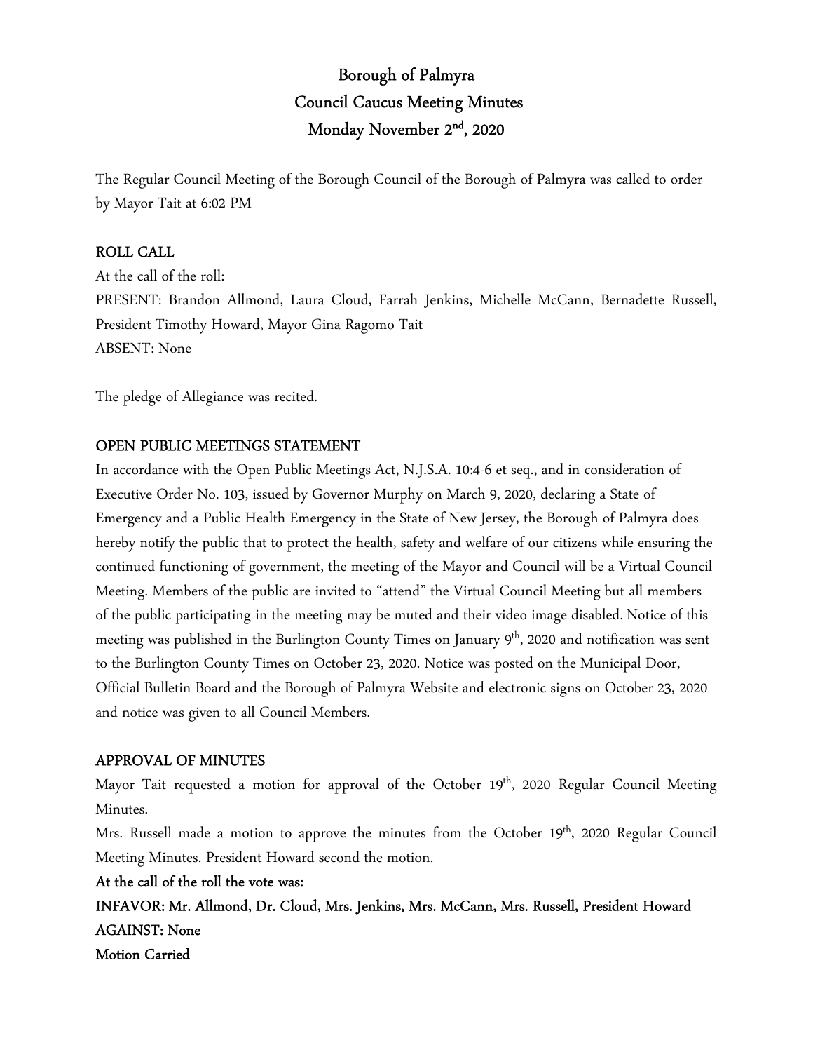# Borough of Palmyra
## Council Caucus Meeting Minutes
## Monday November 2nd, 2020

The Regular Council Meeting of the Borough Council of the Borough of Palmyra was called to order by Mayor Tait at 6:02 PM

### ROLL CALL

At the call of the roll:

PRESENT: Brandon Allmond, Laura Cloud, Farrah Jenkins, Michelle McCann, Bernadette Russell, President Timothy Howard, Mayor Gina Ragomo Tait

ABSENT: None

The pledge of Allegiance was recited.

### OPEN PUBLIC MEETINGS STATEMENT

In accordance with the Open Public Meetings Act, N.J.S.A. 10:4-6 et seq., and in consideration of Executive Order No. 103, issued by Governor Murphy on March 9, 2020, declaring a State of Emergency and a Public Health Emergency in the State of New Jersey, the Borough of Palmyra does hereby notify the public that to protect the health, safety and welfare of our citizens while ensuring the continued functioning of government, the meeting of the Mayor and Council will be a Virtual Council Meeting. Members of the public are invited to "attend" the Virtual Council Meeting but all members of the public participating in the meeting may be muted and their video image disabled. Notice of this meeting was published in the Burlington County Times on January 9th, 2020 and notification was sent to the Burlington County Times on October 23, 2020. Notice was posted on the Municipal Door, Official Bulletin Board and the Borough of Palmyra Website and electronic signs on October 23, 2020 and notice was given to all Council Members.

### APPROVAL OF MINUTES

Mayor Tait requested a motion for approval of the October 19th, 2020 Regular Council Meeting Minutes.

Mrs. Russell made a motion to approve the minutes from the October 19th, 2020 Regular Council Meeting Minutes. President Howard second the motion.

**At the call of the roll the vote was:**

**INFAVOR: Mr. Allmond, Dr. Cloud, Mrs. Jenkins, Mrs. McCann, Mrs. Russell, President Howard**

**AGAINST: None**

**Motion Carried**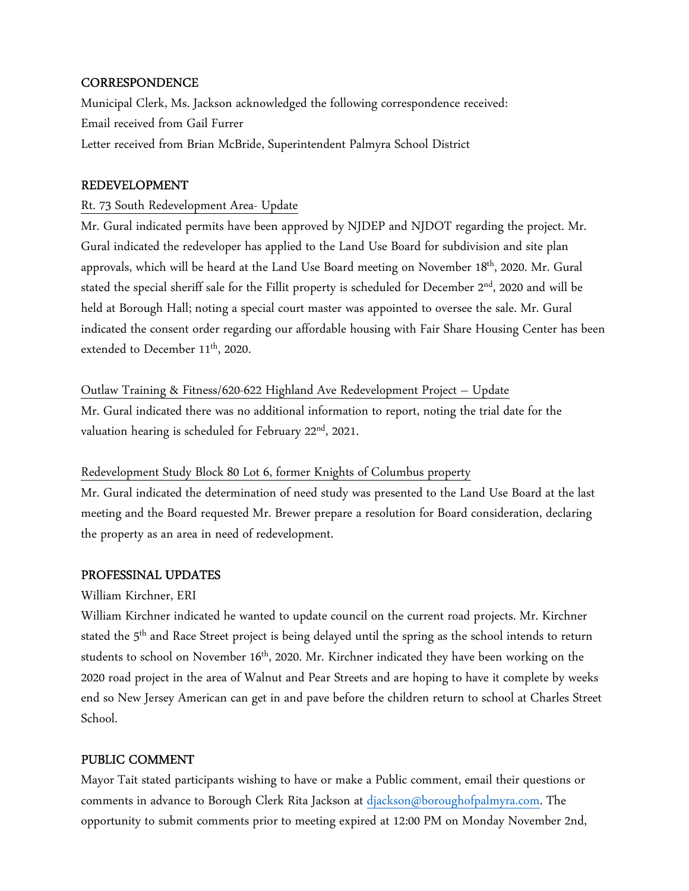## CORRESPONDENCE

Municipal Clerk, Ms. Jackson acknowledged the following correspondence received:
Email received from Gail Furrer
Letter received from Brian McBride, Superintendent Palmyra School District

## REDEVELOPMENT

Rt. 73 South Redevelopment Area- Update

Mr. Gural indicated permits have been approved by NJDEP and NJDOT regarding the project. Mr. Gural indicated the redeveloper has applied to the Land Use Board for subdivision and site plan approvals, which will be heard at the Land Use Board meeting on November 18th, 2020. Mr. Gural stated the special sheriff sale for the Fillit property is scheduled for December 2nd, 2020 and will be held at Borough Hall; noting a special court master was appointed to oversee the sale. Mr. Gural indicated the consent order regarding our affordable housing with Fair Share Housing Center has been extended to December 11th, 2020.

Outlaw Training & Fitness/620-622 Highland Ave Redevelopment Project – Update

Mr. Gural indicated there was no additional information to report, noting the trial date for the valuation hearing is scheduled for February 22nd, 2021.

Redevelopment Study Block 80 Lot 6, former Knights of Columbus property

Mr. Gural indicated the determination of need study was presented to the Land Use Board at the last meeting and the Board requested Mr. Brewer prepare a resolution for Board consideration, declaring the property as an area in need of redevelopment.

## PROFESSINAL UPDATES

William Kirchner, ERI

William Kirchner indicated he wanted to update council on the current road projects. Mr. Kirchner stated the 5th and Race Street project is being delayed until the spring as the school intends to return students to school on November 16th, 2020. Mr. Kirchner indicated they have been working on the 2020 road project in the area of Walnut and Pear Streets and are hoping to have it complete by weeks end so New Jersey American can get in and pave before the children return to school at Charles Street School.

## PUBLIC COMMENT

Mayor Tait stated participants wishing to have or make a Public comment, email their questions or comments in advance to Borough Clerk Rita Jackson at djackson@boroughofpalmyra.com. The opportunity to submit comments prior to meeting expired at 12:00 PM on Monday November 2nd,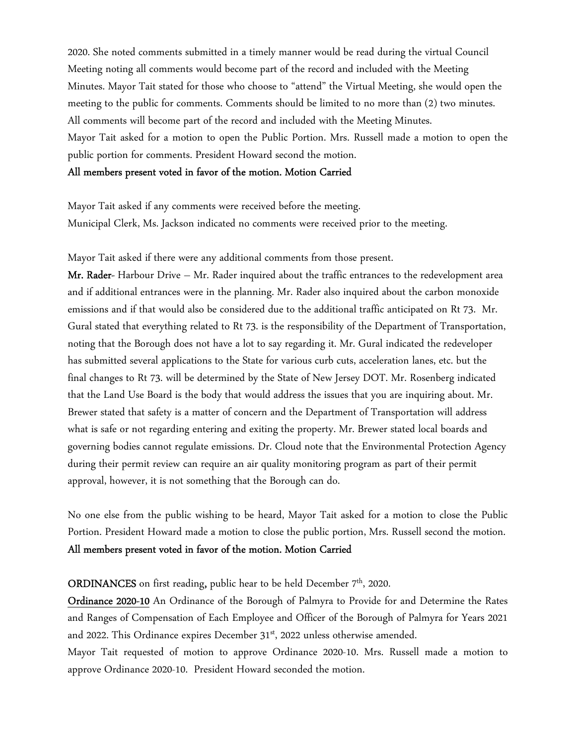2020. She noted comments submitted in a timely manner would be read during the virtual Council Meeting noting all comments would become part of the record and included with the Meeting Minutes. Mayor Tait stated for those who choose to "attend" the Virtual Meeting, she would open the meeting to the public for comments. Comments should be limited to no more than (2) two minutes. All comments will become part of the record and included with the Meeting Minutes.

Mayor Tait asked for a motion to open the Public Portion. Mrs. Russell made a motion to open the public portion for comments. President Howard second the motion.

**All members present voted in favor of the motion. Motion Carried**

Mayor Tait asked if any comments were received before the meeting.

Municipal Clerk, Ms. Jackson indicated no comments were received prior to the meeting.

Mayor Tait asked if there were any additional comments from those present.

**Mr. Rader**- Harbour Drive – Mr. Rader inquired about the traffic entrances to the redevelopment area and if additional entrances were in the planning. Mr. Rader also inquired about the carbon monoxide emissions and if that would also be considered due to the additional traffic anticipated on Rt 73. Mr. Gural stated that everything related to Rt 73. is the responsibility of the Department of Transportation, noting that the Borough does not have a lot to say regarding it. Mr. Gural indicated the redeveloper has submitted several applications to the State for various curb cuts, acceleration lanes, etc. but the final changes to Rt 73. will be determined by the State of New Jersey DOT. Mr. Rosenberg indicated that the Land Use Board is the body that would address the issues that you are inquiring about. Mr. Brewer stated that safety is a matter of concern and the Department of Transportation will address what is safe or not regarding entering and exiting the property. Mr. Brewer stated local boards and governing bodies cannot regulate emissions. Dr. Cloud note that the Environmental Protection Agency during their permit review can require an air quality monitoring program as part of their permit approval, however, it is not something that the Borough can do.

No one else from the public wishing to be heard, Mayor Tait asked for a motion to close the Public Portion. President Howard made a motion to close the public portion, Mrs. Russell second the motion.

**All members present voted in favor of the motion. Motion Carried**

**ORDINANCES** on first reading, public hear to be held December 7th, 2020.

**Ordinance 2020-10** An Ordinance of the Borough of Palmyra to Provide for and Determine the Rates and Ranges of Compensation of Each Employee and Officer of the Borough of Palmyra for Years 2021 and 2022. This Ordinance expires December 31st, 2022 unless otherwise amended.

Mayor Tait requested of motion to approve Ordinance 2020-10. Mrs. Russell made a motion to approve Ordinance 2020-10. President Howard seconded the motion.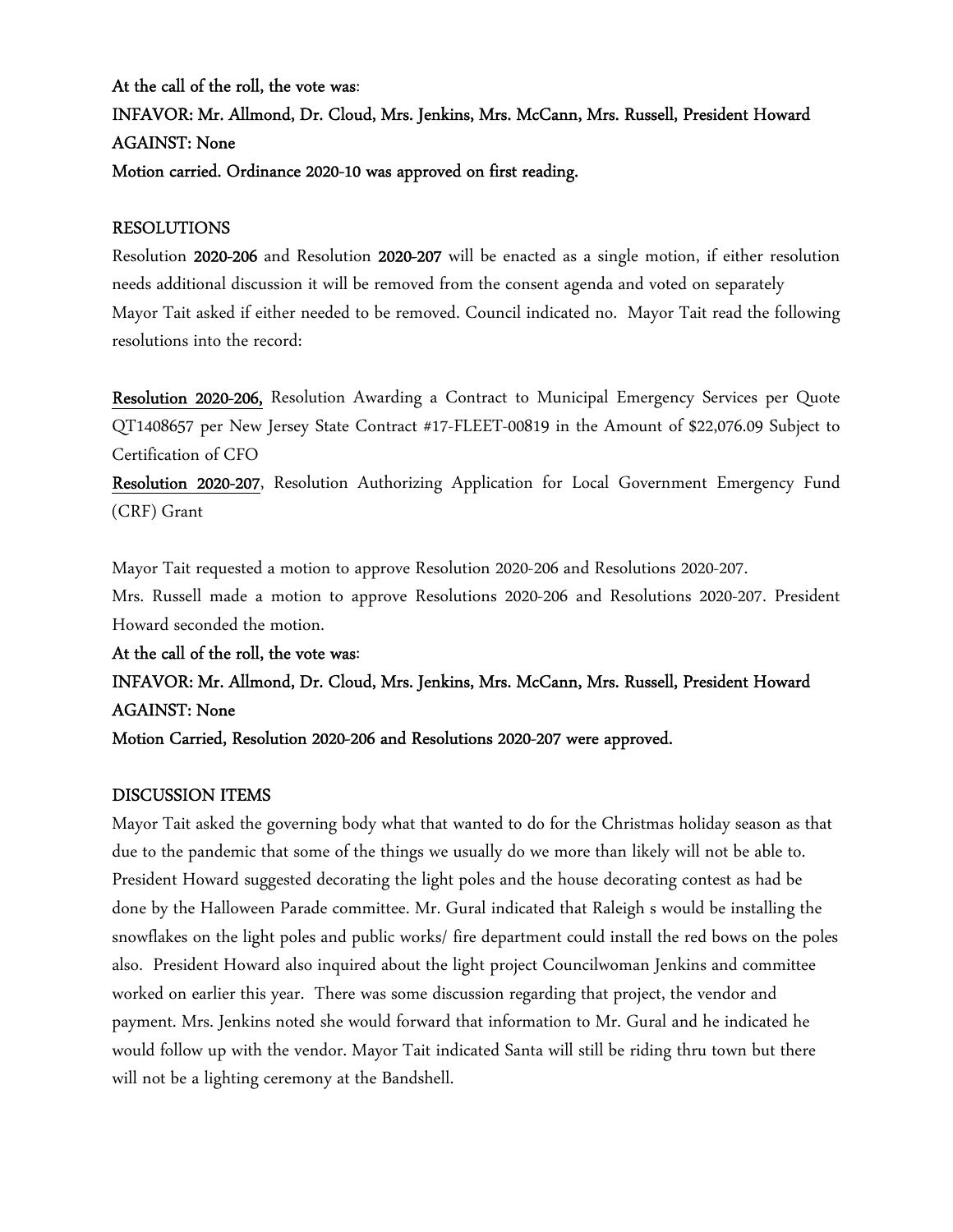**At the call of the roll, the vote was**:

**INFAVOR: Mr. Allmond, Dr. Cloud, Mrs. Jenkins, Mrs. McCann, Mrs. Russell, President Howard**

**AGAINST: None**

**Motion carried. Ordinance 2020-10 was approved on first reading.**

## RESOLUTIONS

Resolution **2020-206** and Resolution **2020-207** will be enacted as a single motion, if either resolution needs additional discussion it will be removed from the consent agenda and voted on separately

Mayor Tait asked if either needed to be removed. Council indicated no. Mayor Tait read the following resolutions into the record:

**Resolution 2020-206,** Resolution Awarding a Contract to Municipal Emergency Services per Quote QT1408657 per New Jersey State Contract #17-FLEET-00819 in the Amount of $22,076.09 Subject to Certification of CFO

**Resolution 2020-207**, Resolution Authorizing Application for Local Government Emergency Fund (CRF) Grant

Mayor Tait requested a motion to approve Resolution 2020-206 and Resolutions 2020-207.

Mrs. Russell made a motion to approve Resolutions 2020-206 and Resolutions 2020-207. President Howard seconded the motion.

**At the call of the roll, the vote was**:

**INFAVOR: Mr. Allmond, Dr. Cloud, Mrs. Jenkins, Mrs. McCann, Mrs. Russell, President Howard**

**AGAINST: None**

**Motion Carried, Resolution 2020-206 and Resolutions 2020-207 were approved.**

## DISCUSSION ITEMS

Mayor Tait asked the governing body what that wanted to do for the Christmas holiday season as that due to the pandemic that some of the things we usually do we more than likely will not be able to. President Howard suggested decorating the light poles and the house decorating contest as had be done by the Halloween Parade committee. Mr. Gural indicated that Raleigh s would be installing the snowflakes on the light poles and public works/ fire department could install the red bows on the poles also. President Howard also inquired about the light project Councilwoman Jenkins and committee worked on earlier this year. There was some discussion regarding that project, the vendor and payment. Mrs. Jenkins noted she would forward that information to Mr. Gural and he indicated he would follow up with the vendor. Mayor Tait indicated Santa will still be riding thru town but there will not be a lighting ceremony at the Bandshell.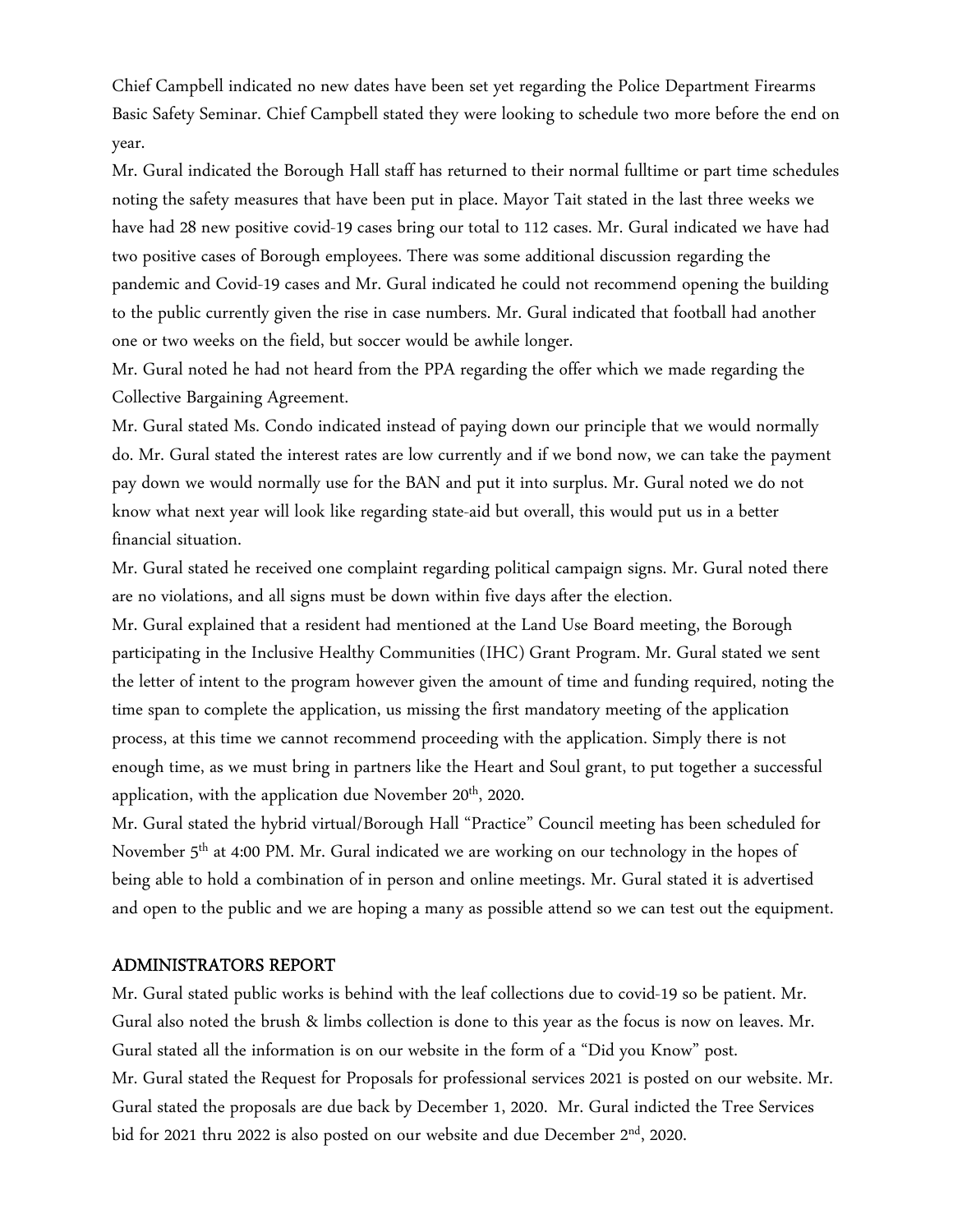Chief Campbell indicated no new dates have been set yet regarding the Police Department Firearms Basic Safety Seminar. Chief Campbell stated they were looking to schedule two more before the end on year.

Mr. Gural indicated the Borough Hall staff has returned to their normal fulltime or part time schedules noting the safety measures that have been put in place. Mayor Tait stated in the last three weeks we have had 28 new positive covid-19 cases bring our total to 112 cases. Mr. Gural indicated we have had two positive cases of Borough employees. There was some additional discussion regarding the pandemic and Covid-19 cases and Mr. Gural indicated he could not recommend opening the building to the public currently given the rise in case numbers. Mr. Gural indicated that football had another one or two weeks on the field, but soccer would be awhile longer.

Mr. Gural noted he had not heard from the PPA regarding the offer which we made regarding the Collective Bargaining Agreement.

Mr. Gural stated Ms. Condo indicated instead of paying down our principle that we would normally do. Mr. Gural stated the interest rates are low currently and if we bond now, we can take the payment pay down we would normally use for the BAN and put it into surplus. Mr. Gural noted we do not know what next year will look like regarding state-aid but overall, this would put us in a better financial situation.

Mr. Gural stated he received one complaint regarding political campaign signs. Mr. Gural noted there are no violations, and all signs must be down within five days after the election.

Mr. Gural explained that a resident had mentioned at the Land Use Board meeting, the Borough participating in the Inclusive Healthy Communities (IHC) Grant Program. Mr. Gural stated we sent the letter of intent to the program however given the amount of time and funding required, noting the time span to complete the application, us missing the first mandatory meeting of the application process, at this time we cannot recommend proceeding with the application. Simply there is not enough time, as we must bring in partners like the Heart and Soul grant, to put together a successful application, with the application due November 20th, 2020.

Mr. Gural stated the hybrid virtual/Borough Hall "Practice" Council meeting has been scheduled for November 5th at 4:00 PM. Mr. Gural indicated we are working on our technology in the hopes of being able to hold a combination of in person and online meetings. Mr. Gural stated it is advertised and open to the public and we are hoping a many as possible attend so we can test out the equipment.

## ADMINISTRATORS REPORT

Mr. Gural stated public works is behind with the leaf collections due to covid-19 so be patient. Mr. Gural also noted the brush & limbs collection is done to this year as the focus is now on leaves. Mr. Gural stated all the information is on our website in the form of a "Did you Know" post.

Mr. Gural stated the Request for Proposals for professional services 2021 is posted on our website. Mr. Gural stated the proposals are due back by December 1, 2020. Mr. Gural indicted the Tree Services bid for 2021 thru 2022 is also posted on our website and due December 2nd, 2020.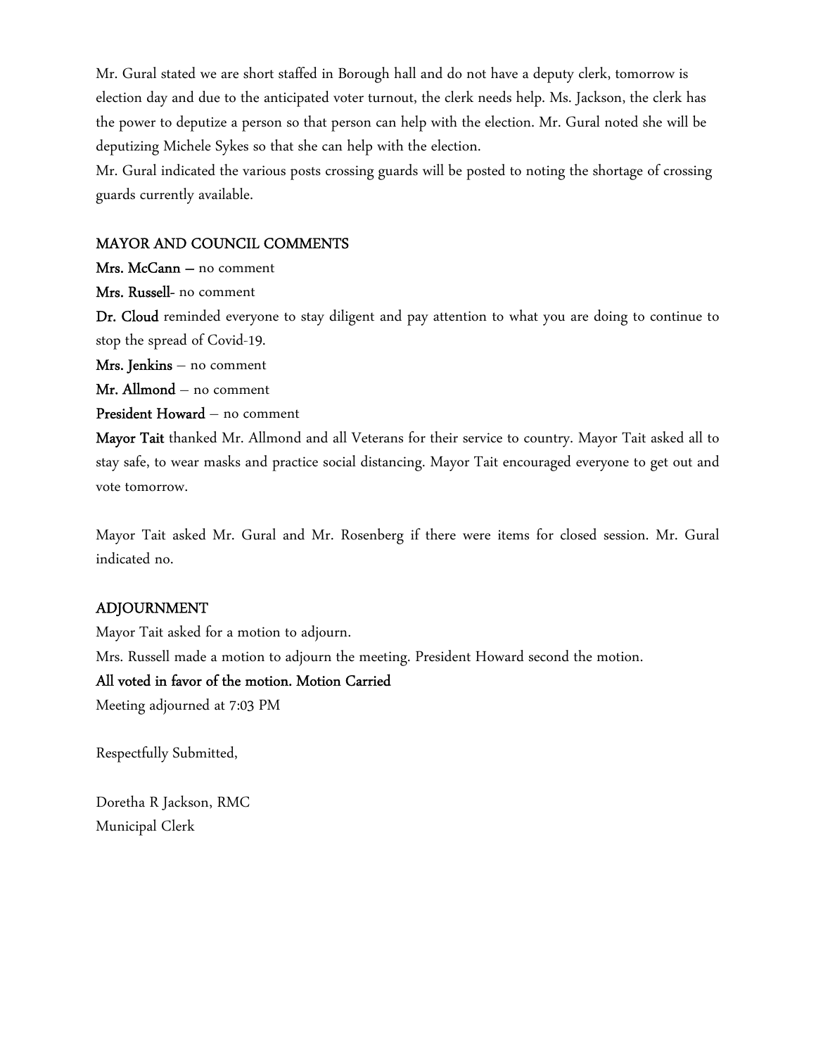Mr. Gural stated we are short staffed in Borough hall and do not have a deputy clerk, tomorrow is election day and due to the anticipated voter turnout, the clerk needs help. Ms. Jackson, the clerk has the power to deputize a person so that person can help with the election. Mr. Gural noted she will be deputizing Michele Sykes so that she can help with the election.

Mr. Gural indicated the various posts crossing guards will be posted to noting the shortage of crossing guards currently available.

## MAYOR AND COUNCIL COMMENTS

**Mrs. McCann –** no comment

**Mrs. Russell-** no comment

**Dr. Cloud** reminded everyone to stay diligent and pay attention to what you are doing to continue to stop the spread of Covid-19.

**Mrs. Jenkins** – no comment

**Mr. Allmond** – no comment

**President Howard** – no comment

**Mayor Tait** thanked Mr. Allmond and all Veterans for their service to country. Mayor Tait asked all to stay safe, to wear masks and practice social distancing. Mayor Tait encouraged everyone to get out and vote tomorrow.

Mayor Tait asked Mr. Gural and Mr. Rosenberg if there were items for closed session. Mr. Gural indicated no.

## ADJOURNMENT

Mayor Tait asked for a motion to adjourn.

Mrs. Russell made a motion to adjourn the meeting. President Howard second the motion.

**All voted in favor of the motion. Motion Carried**

Meeting adjourned at 7:03 PM

Respectfully Submitted,

Doretha R Jackson, RMC
Municipal Clerk